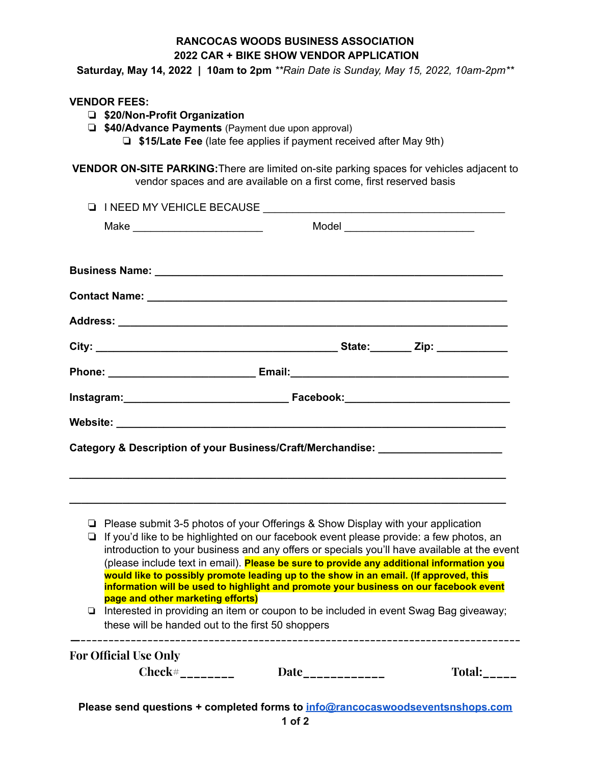# RANCOCAS WOODS BUSINESS ASSOCIATION
## 2022 CAR + BIKE SHOW VENDOR APPLICATION

**Saturday, May 14, 2022 | 10am to 2pm** ***Rain Date is Sunday, May 15, 2022, 10am-2pm***

**VENDOR FEES:**

- ❏ **$20/Non-Profit Organization**
- ❏ **$40/Advance Payments** (Payment due upon approval)
  - ❏ **$15/Late Fee** (late fee applies if payment received after May 9th)

**VENDOR ON-SITE PARKING:** There are limited on-site parking spaces for vehicles adjacent to vendor spaces and are available on a first come, first reserved basis

- ❏ I NEED MY VEHICLE BECAUSE ________________________________________

  Make ______________________ Model ______________________

**Business Name:** ____________________________________________________________

**Contact Name:** ____________________________________________________________

**Address:** ________________________________________________________________

**City:** ____________________________________________ **State:**_______ **Zip:** ____________

**Phone:** _________________________ **Email:**_____________________________________

**Instagram:**____________________________ **Facebook:**____________________________

**Website:** ________________________________________________________________

**Category & Description of your Business/Craft/Merchandise:** ____________________

____________________________________________________________________________

____________________________________________________________________________

- ❏ Please submit 3-5 photos of your Offerings & Show Display with your application
- ❏ If you'd like to be highlighted on our facebook event please provide: a few photos, an introduction to your business and any offers or specials you'll have available at the event (please include text in email). **Please be sure to provide any additional information you would like to possibly promote leading up to the show in an email. (If approved, this information will be used to highlight and promote your business on our facebook event page and other marketing efforts)**
- ❏ Interested in providing an item or coupon to be included in event Swag Bag giveaway; these will be handed out to the first 50 shoppers

---

**For Official Use Only**

**Check#**________ **Date**____________ **Total:**_____

**Please send questions + completed forms to** [info@rancocaswoodseventsnshops.com](mailto:info@rancocaswoodseventsnshops.com)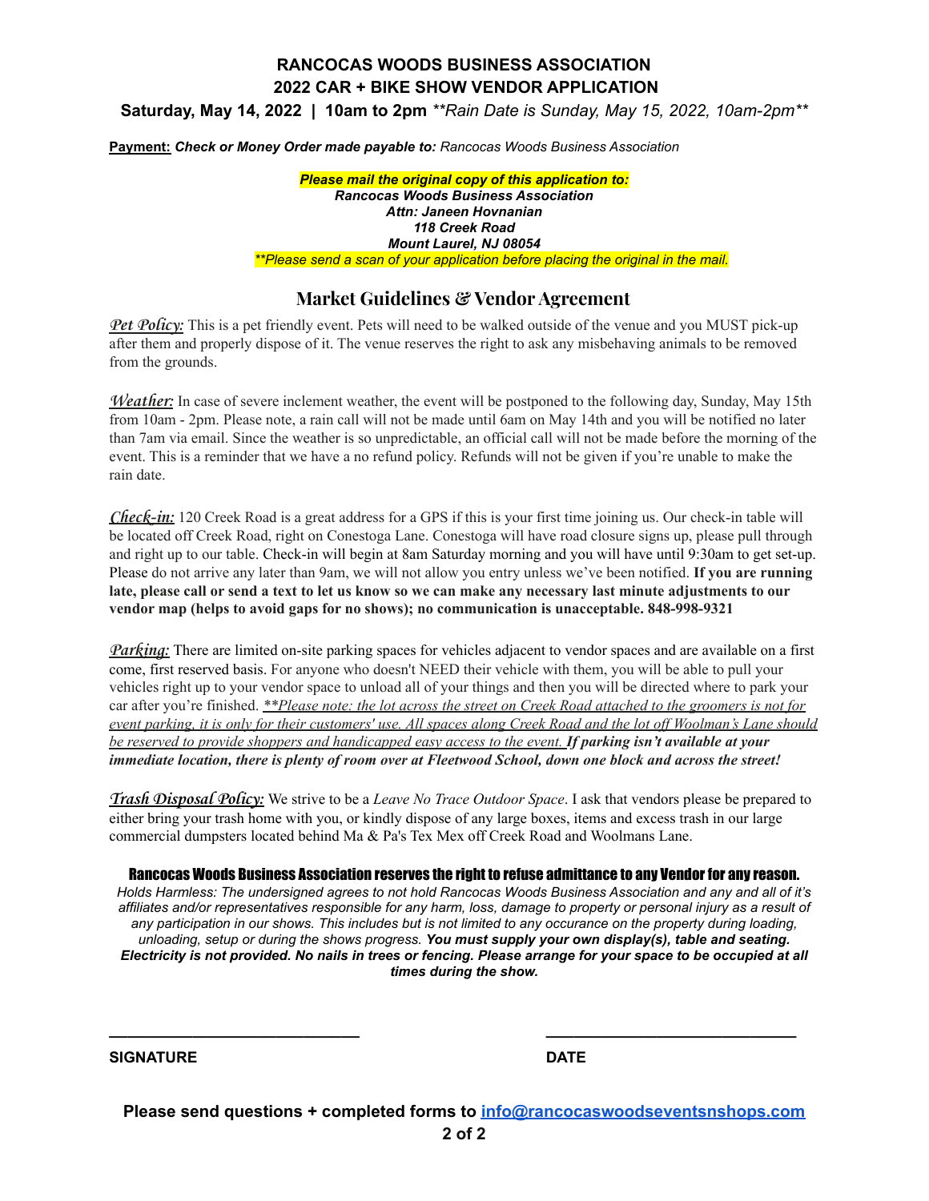## RANCOCAS WOODS BUSINESS ASSOCIATION
## 2022 CAR + BIKE SHOW VENDOR APPLICATION

**Saturday, May 14, 2022 | 10am to 2pm** *\*\*Rain Date is Sunday, May 15, 2022, 10am-2pm\*\**

**Payment:** ***Check or Money Order made payable to:*** *Rancocas Woods Business Association*

***Please mail the original copy of this application to:***
***Rancocas Woods Business Association***
***Attn: Janeen Hovnanian***
***118 Creek Road***
***Mount Laurel, NJ 08054***
*\*\*Please send a scan of your application before placing the original in the mail.*

## Market Guidelines & Vendor Agreement

***Pet Policy:*** This is a pet friendly event. Pets will need to be walked outside of the venue and you MUST pick-up after them and properly dispose of it. The venue reserves the right to ask any misbehaving animals to be removed from the grounds.

***Weather:*** In case of severe inclement weather, the event will be postponed to the following day, Sunday, May 15th from 10am - 2pm. Please note, a rain call will not be made until 6am on May 14th and you will be notified no later than 7am via email. Since the weather is so unpredictable, an official call will not be made before the morning of the event. This is a reminder that we have a no refund policy. Refunds will not be given if you're unable to make the rain date.

***Check-in:*** 120 Creek Road is a great address for a GPS if this is your first time joining us. Our check-in table will be located off Creek Road, right on Conestoga Lane. Conestoga will have road closure signs up, please pull through and right up to our table. Check-in will begin at 8am Saturday morning and you will have until 9:30am to get set-up. Please do not arrive any later than 9am, we will not allow you entry unless we've been notified. **If you are running late, please call or send a text to let us know so we can make any necessary last minute adjustments to our vendor map (helps to avoid gaps for no shows); no communication is unacceptable. 848-998-9321**

***Parking:*** There are limited on-site parking spaces for vehicles adjacent to vendor spaces and are available on a first come, first reserved basis. For anyone who doesn't NEED their vehicle with them, you will be able to pull your vehicles right up to your vendor space to unload all of your things and then you will be directed where to park your car after you're finished. *\*\*Please note: the lot across the street on Creek Road attached to the groomers is not for event parking, it is only for their customers' use. All spaces along Creek Road and the lot off Woolman's Lane should be reserved to provide shoppers and handicapped easy access to the event.* ***If parking isn't available at your immediate location, there is plenty of room over at Fleetwood School, down one block and across the street!***

***Trash Disposal Policy:*** We strive to be a *Leave No Trace Outdoor Space*. I ask that vendors please be prepared to either bring your trash home with you, or kindly dispose of any large boxes, items and excess trash in our large commercial dumpsters located behind Ma & Pa's Tex Mex off Creek Road and Woolmans Lane.

**Rancocas Woods Business Association reserves the right to refuse admittance to any Vendor for any reason.**

*Holds Harmless: The undersigned agrees to not hold Rancocas Woods Business Association and any and all of it's affiliates and/or representatives responsible for any harm, loss, damage to property or personal injury as a result of any participation in our shows. This includes but is not limited to any occurance on the property during loading, unloading, setup or during the shows progress.* ***You must supply your own display(s), table and seating. Electricity is not provided. No nails in trees or fencing. Please arrange for your space to be occupied at all times during the show.***

\_\_\_\_\_\_\_\_\_\_\_\_\_\_\_\_\_\_\_\_\_\_\_\_\_\_\_\_\_\_ \_\_\_\_\_\_\_\_\_\_\_\_\_\_\_\_\_\_\_\_\_\_\_\_\_\_\_\_\_\_

**SIGNATURE** **DATE**

**Please send questions + completed forms to [info@rancocaswoodseventsnshops.com](mailto:info@rancocaswoodseventsnshops.com)**